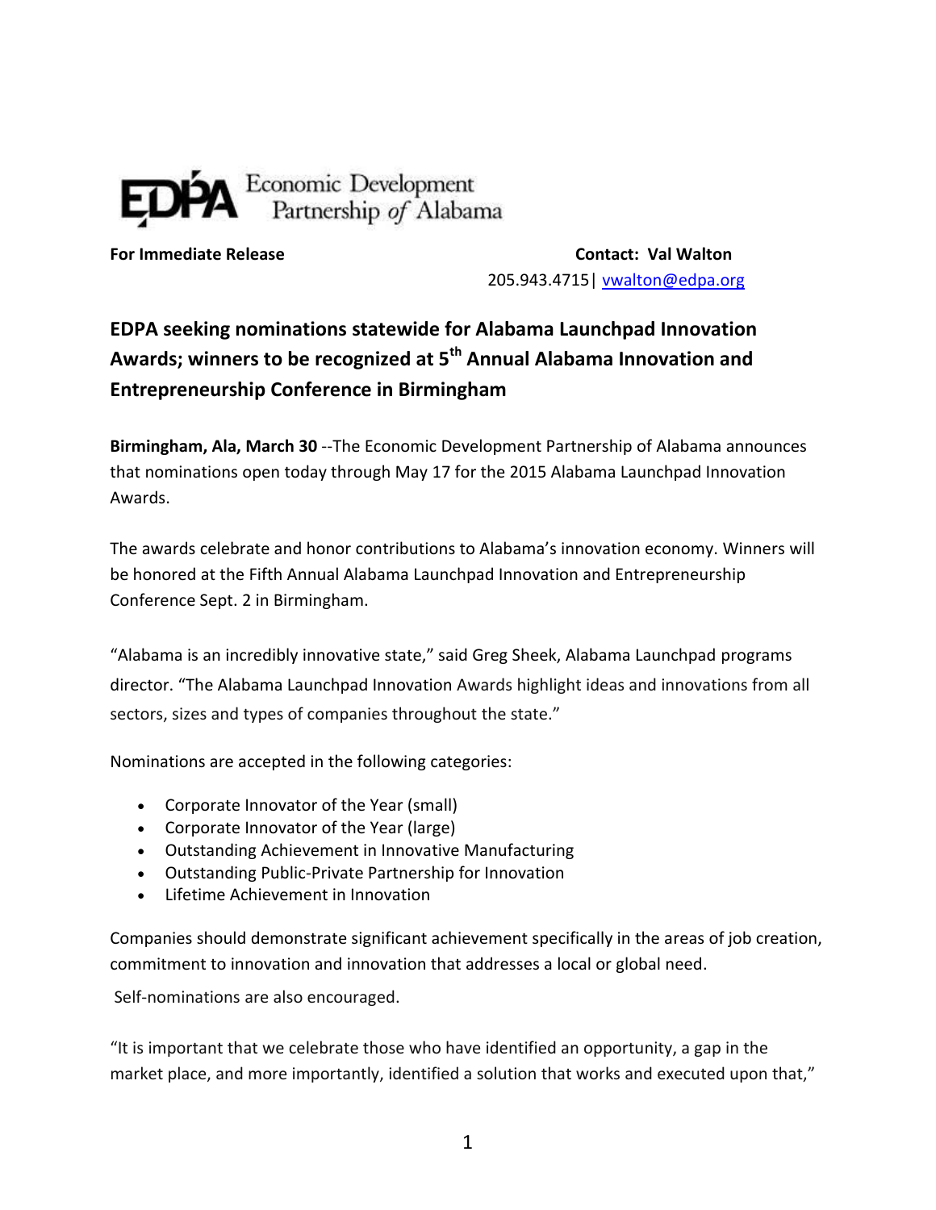EDPA Economic Development Partnership of Alabama

**For Immediate Release**

**Contact: Val Walton**
205.943.4715| vwalton@edpa.org

## EDPA seeking nominations statewide for Alabama Launchpad Innovation Awards; winners to be recognized at 5th Annual Alabama Innovation and Entrepreneurship Conference in Birmingham

**Birmingham, Ala, March 30** --The Economic Development Partnership of Alabama announces that nominations open today through May 17 for the 2015 Alabama Launchpad Innovation Awards.

The awards celebrate and honor contributions to Alabama's innovation economy. Winners will be honored at the Fifth Annual Alabama Launchpad Innovation and Entrepreneurship Conference Sept. 2 in Birmingham.

"Alabama is an incredibly innovative state," said Greg Sheek, Alabama Launchpad programs director. "The Alabama Launchpad Innovation Awards highlight ideas and innovations from all sectors, sizes and types of companies throughout the state."

Nominations are accepted in the following categories:

- Corporate Innovator of the Year (small)
- Corporate Innovator of the Year (large)
- Outstanding Achievement in Innovative Manufacturing
- Outstanding Public-Private Partnership for Innovation
- Lifetime Achievement in Innovation

Companies should demonstrate significant achievement specifically in the areas of job creation, commitment to innovation and innovation that addresses a local or global need.

Self-nominations are also encouraged.

"It is important that we celebrate those who have identified an opportunity, a gap in the market place, and more importantly, identified a solution that works and executed upon that,"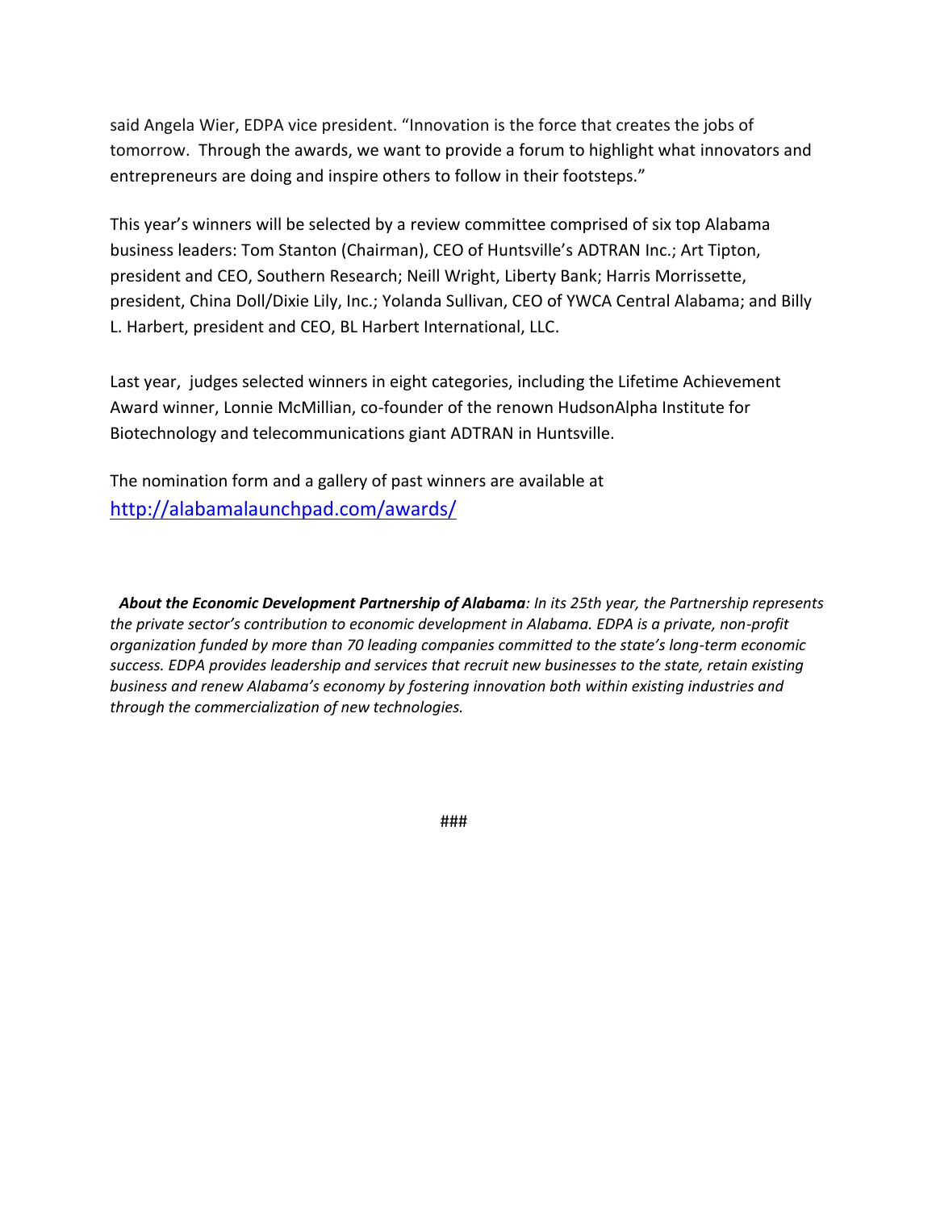said Angela Wier, EDPA vice president. "Innovation is the force that creates the jobs of tomorrow. Through the awards, we want to provide a forum to highlight what innovators and entrepreneurs are doing and inspire others to follow in their footsteps."

This year's winners will be selected by a review committee comprised of six top Alabama business leaders: Tom Stanton (Chairman), CEO of Huntsville's ADTRAN Inc.; Art Tipton, president and CEO, Southern Research; Neill Wright, Liberty Bank; Harris Morrissette, president, China Doll/Dixie Lily, Inc.; Yolanda Sullivan, CEO of YWCA Central Alabama; and Billy L. Harbert, president and CEO, BL Harbert International, LLC.

Last year, judges selected winners in eight categories, including the Lifetime Achievement Award winner, Lonnie McMillian, co-founder of the renown HudsonAlpha Institute for Biotechnology and telecommunications giant ADTRAN in Huntsville.

The nomination form and a gallery of past winners are available at
http://alabamalaunchpad.com/awards/

***About the Economic Development Partnership of Alabama**: In its 25th year, the Partnership represents the private sector's contribution to economic development in Alabama. EDPA is a private, non-profit organization funded by more than 70 leading companies committed to the state's long-term economic success. EDPA provides leadership and services that recruit new businesses to the state, retain existing business and renew Alabama's economy by fostering innovation both within existing industries and through the commercialization of new technologies.*

###